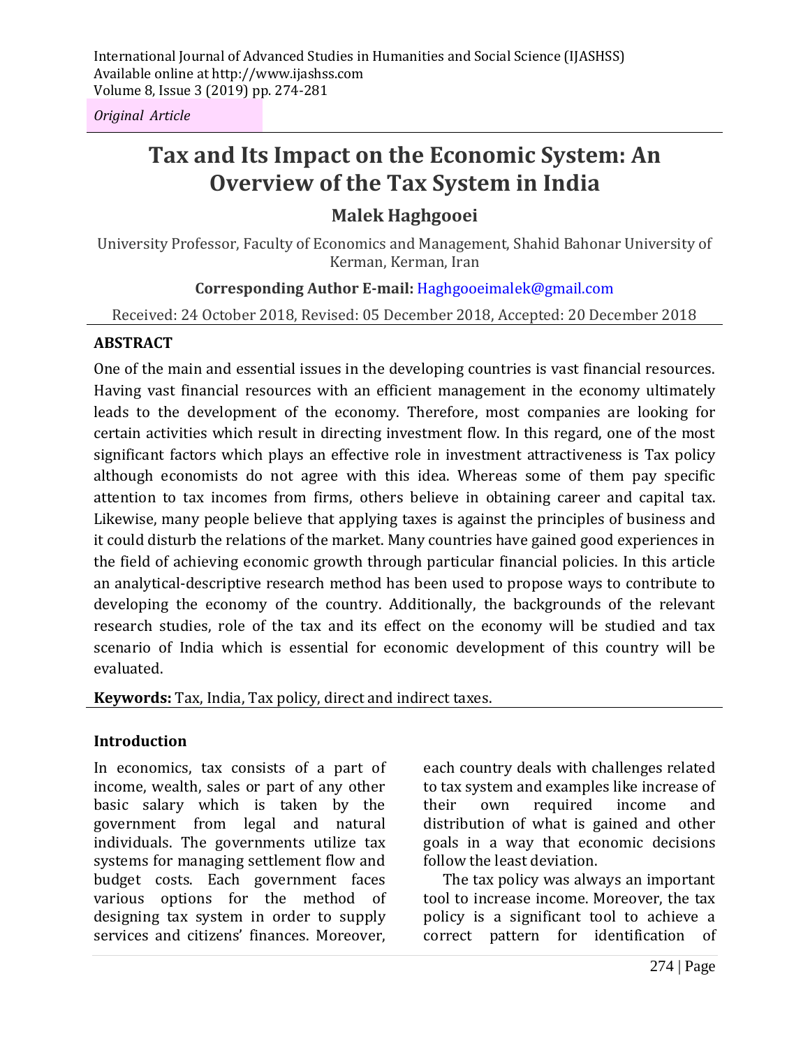International Journal of Advanced Studies in Humanities and Social Science (IJASHSS)
Available online at http://www.ijashss.com
Volume 8, Issue 3 (2019) pp. 274-281

*Original Article*

# Tax and Its Impact on the Economic System: An Overview of the Tax System in India

## Malek Haghgooei

University Professor, Faculty of Economics and Management, Shahid Bahonar University of Kerman, Kerman, Iran

**Corresponding Author E-mail:** Haghgooeimalek@gmail.com

Received: 24 October 2018, Revised: 05 December 2018, Accepted: 20 December 2018

### ABSTRACT

One of the main and essential issues in the developing countries is vast financial resources. Having vast financial resources with an efficient management in the economy ultimately leads to the development of the economy. Therefore, most companies are looking for certain activities which result in directing investment flow. In this regard, one of the most significant factors which plays an effective role in investment attractiveness is Tax policy although economists do not agree with this idea. Whereas some of them pay specific attention to tax incomes from firms, others believe in obtaining career and capital tax. Likewise, many people believe that applying taxes is against the principles of business and it could disturb the relations of the market. Many countries have gained good experiences in the field of achieving economic growth through particular financial policies. In this article an analytical-descriptive research method has been used to propose ways to contribute to developing the economy of the country. Additionally, the backgrounds of the relevant research studies, role of the tax and its effect on the economy will be studied and tax scenario of India which is essential for economic development of this country will be evaluated.

**Keywords:** Tax, India, Tax policy, direct and indirect taxes.

### Introduction

In economics, tax consists of a part of income, wealth, sales or part of any other basic salary which is taken by the government from legal and natural individuals. The governments utilize tax systems for managing settlement flow and budget costs. Each government faces various options for the method of designing tax system in order to supply services and citizens' finances. Moreover, each country deals with challenges related to tax system and examples like increase of their own required income and distribution of what is gained and other goals in a way that economic decisions follow the least deviation.

The tax policy was always an important tool to increase income. Moreover, the tax policy is a significant tool to achieve a correct pattern for identification of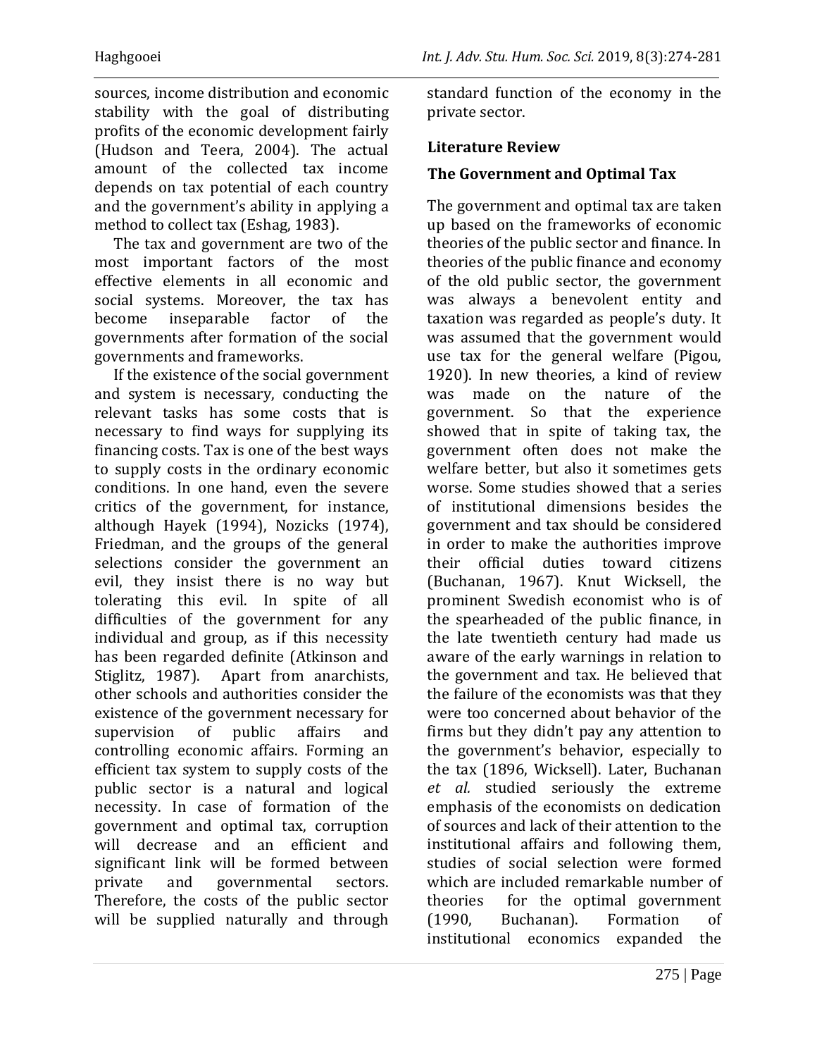sources, income distribution and economic stability with the goal of distributing profits of the economic development fairly (Hudson and Teera, 2004). The actual amount of the collected tax income depends on tax potential of each country and the government's ability in applying a method to collect tax (Eshag, 1983).

The tax and government are two of the most important factors of the most effective elements in all economic and social systems. Moreover, the tax has become inseparable factor of the governments after formation of the social governments and frameworks.

If the existence of the social government and system is necessary, conducting the relevant tasks has some costs that is necessary to find ways for supplying its financing costs. Tax is one of the best ways to supply costs in the ordinary economic conditions. In one hand, even the severe critics of the government, for instance, although Hayek (1994), Nozicks (1974), Friedman, and the groups of the general selections consider the government an evil, they insist there is no way but tolerating this evil. In spite of all difficulties of the government for any individual and group, as if this necessity has been regarded definite (Atkinson and Stiglitz, 1987). Apart from anarchists, other schools and authorities consider the existence of the government necessary for supervision of public affairs and controlling economic affairs. Forming an efficient tax system to supply costs of the public sector is a natural and logical necessity. In case of formation of the government and optimal tax, corruption will decrease and an efficient and significant link will be formed between private and governmental sectors. Therefore, the costs of the public sector will be supplied naturally and through standard function of the economy in the private sector.

## Literature Review

### The Government and Optimal Tax

The government and optimal tax are taken up based on the frameworks of economic theories of the public sector and finance. In theories of the public finance and economy of the old public sector, the government was always a benevolent entity and taxation was regarded as people's duty. It was assumed that the government would use tax for the general welfare (Pigou, 1920). In new theories, a kind of review was made on the nature of the government. So that the experience showed that in spite of taking tax, the government often does not make the welfare better, but also it sometimes gets worse. Some studies showed that a series of institutional dimensions besides the government and tax should be considered in order to make the authorities improve their official duties toward citizens (Buchanan, 1967). Knut Wicksell, the prominent Swedish economist who is of the spearheaded of the public finance, in the late twentieth century had made us aware of the early warnings in relation to the government and tax. He believed that the failure of the economists was that they were too concerned about behavior of the firms but they didn't pay any attention to the government's behavior, especially to the tax (1896, Wicksell). Later, Buchanan *et al.* studied seriously the extreme emphasis of the economists on dedication of sources and lack of their attention to the institutional affairs and following them, studies of social selection were formed which are included remarkable number of theories for the optimal government (1990, Buchanan). Formation of institutional economics expanded the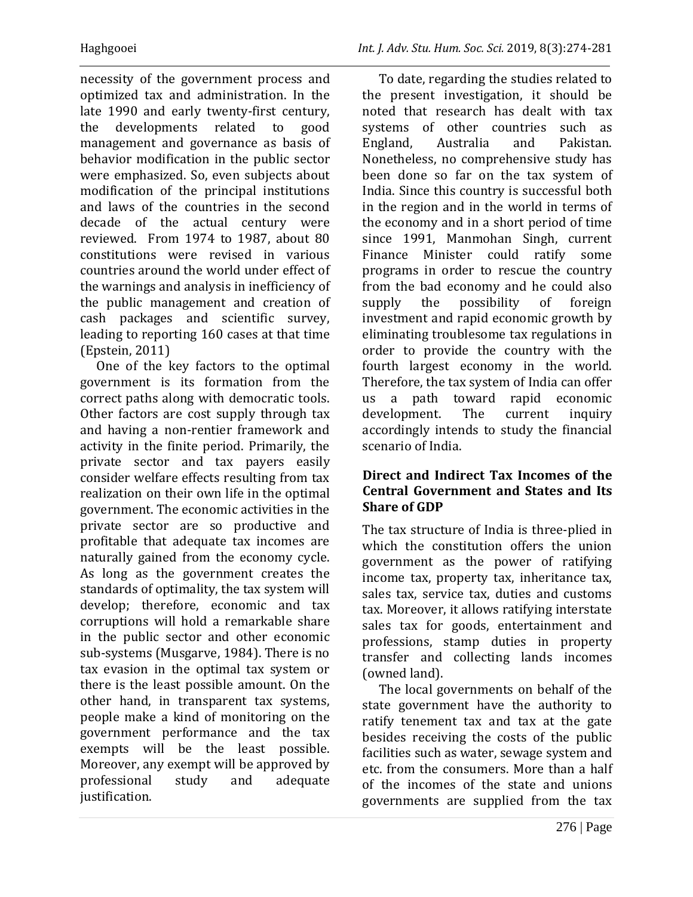necessity of the government process and optimized tax and administration. In the late 1990 and early twenty-first century, the developments related to good management and governance as basis of behavior modification in the public sector were emphasized. So, even subjects about modification of the principal institutions and laws of the countries in the second decade of the actual century were reviewed. From 1974 to 1987, about 80 constitutions were revised in various countries around the world under effect of the warnings and analysis in inefficiency of the public management and creation of cash packages and scientific survey, leading to reporting 160 cases at that time (Epstein, 2011)

One of the key factors to the optimal government is its formation from the correct paths along with democratic tools. Other factors are cost supply through tax and having a non-rentier framework and activity in the finite period. Primarily, the private sector and tax payers easily consider welfare effects resulting from tax realization on their own life in the optimal government. The economic activities in the private sector are so productive and profitable that adequate tax incomes are naturally gained from the economy cycle. As long as the government creates the standards of optimality, the tax system will develop; therefore, economic and tax corruptions will hold a remarkable share in the public sector and other economic sub-systems (Musgarve, 1984). There is no tax evasion in the optimal tax system or there is the least possible amount. On the other hand, in transparent tax systems, people make a kind of monitoring on the government performance and the tax exempts will be the least possible. Moreover, any exempt will be approved by professional study and adequate justification.

To date, regarding the studies related to the present investigation, it should be noted that research has dealt with tax systems of other countries such as England, Australia and Pakistan. Nonetheless, no comprehensive study has been done so far on the tax system of India. Since this country is successful both in the region and in the world in terms of the economy and in a short period of time since 1991, Manmohan Singh, current Finance Minister could ratify some programs in order to rescue the country from the bad economy and he could also supply the possibility of foreign investment and rapid economic growth by eliminating troublesome tax regulations in order to provide the country with the fourth largest economy in the world. Therefore, the tax system of India can offer us a path toward rapid economic development. The current inquiry accordingly intends to study the financial scenario of India.

## Direct and Indirect Tax Incomes of the Central Government and States and Its Share of GDP

The tax structure of India is three-plied in which the constitution offers the union government as the power of ratifying income tax, property tax, inheritance tax, sales tax, service tax, duties and customs tax. Moreover, it allows ratifying interstate sales tax for goods, entertainment and professions, stamp duties in property transfer and collecting lands incomes (owned land).

The local governments on behalf of the state government have the authority to ratify tenement tax and tax at the gate besides receiving the costs of the public facilities such as water, sewage system and etc. from the consumers. More than a half of the incomes of the state and unions governments are supplied from the tax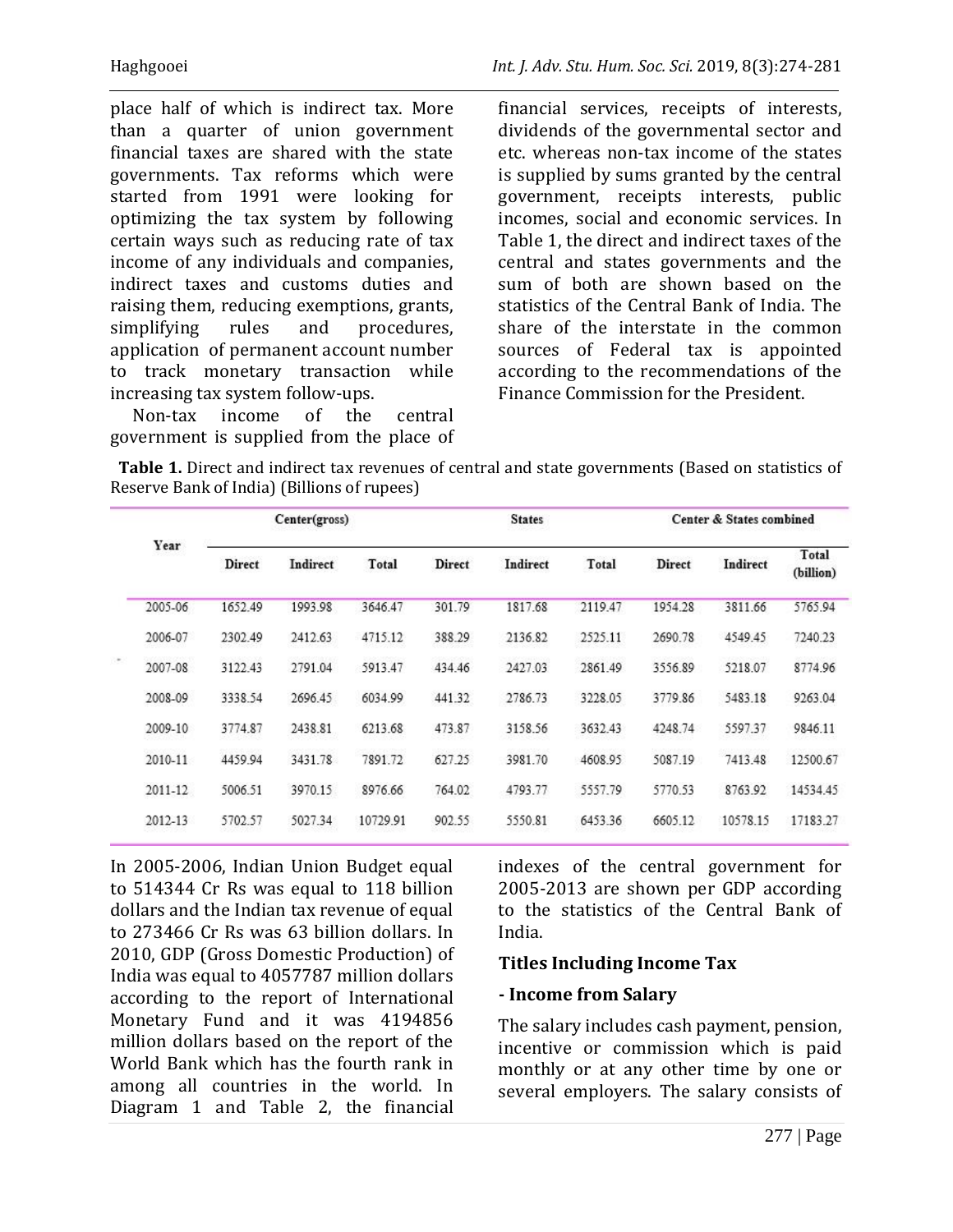place half of which is indirect tax. More than a quarter of union government financial taxes are shared with the state governments. Tax reforms which were started from 1991 were looking for optimizing the tax system by following certain ways such as reducing rate of tax income of any individuals and companies, indirect taxes and customs duties and raising them, reducing exemptions, grants, simplifying rules and procedures, application of permanent account number to track monetary transaction while increasing tax system follow-ups.

Non-tax income of the central government is supplied from the place of financial services, receipts of interests, dividends of the governmental sector and etc. whereas non-tax income of the states is supplied by sums granted by the central government, receipts interests, public incomes, social and economic services. In Table 1, the direct and indirect taxes of the central and states governments and the sum of both are shown based on the statistics of the Central Bank of India. The share of the interstate in the common sources of Federal tax is appointed according to the recommendations of the Finance Commission for the President.

**Table 1.** Direct and indirect tax revenues of central and state governments (Based on statistics of Reserve Bank of India) (Billions of rupees)

| Year | Center(gross) | | | States | | | Center & States combined | | |
|---|---|---|---|---|---|---|---|---|---|
| | Direct | Indirect | Total | Direct | Indirect | Total | Direct | Indirect | Total (billion) |
| 2005-06 | 1652.49 | 1993.98 | 3646.47 | 301.79 | 1817.68 | 2119.47 | 1954.28 | 3811.66 | 5765.94 |
| 2006-07 | 2302.49 | 2412.63 | 4715.12 | 388.29 | 2136.82 | 2525.11 | 2690.78 | 4549.45 | 7240.23 |
| 2007-08 | 3122.43 | 2791.04 | 5913.47 | 434.46 | 2427.03 | 2861.49 | 3556.89 | 5218.07 | 8774.96 |
| 2008-09 | 3338.54 | 2696.45 | 6034.99 | 441.32 | 2786.73 | 3228.05 | 3779.86 | 5483.18 | 9263.04 |
| 2009-10 | 3774.87 | 2438.81 | 6213.68 | 473.87 | 3158.56 | 3632.43 | 4248.74 | 5597.37 | 9846.11 |
| 2010-11 | 4459.94 | 3431.78 | 7891.72 | 627.25 | 3981.70 | 4608.95 | 5087.19 | 7413.48 | 12500.67 |
| 2011-12 | 5006.51 | 3970.15 | 8976.66 | 764.02 | 4793.77 | 5557.79 | 5770.53 | 8763.92 | 14534.45 |
| 2012-13 | 5702.57 | 5027.34 | 10729.91 | 902.55 | 5550.81 | 6453.36 | 6605.12 | 10578.15 | 17183.27 |

In 2005-2006, Indian Union Budget equal to 514344 Cr Rs was equal to 118 billion dollars and the Indian tax revenue of equal to 273466 Cr Rs was 63 billion dollars. In 2010, GDP (Gross Domestic Production) of India was equal to 4057787 million dollars according to the report of International Monetary Fund and it was 4194856 million dollars based on the report of the World Bank which has the fourth rank in among all countries in the world. In Diagram 1 and Table 2, the financial indexes of the central government for 2005-2013 are shown per GDP according to the statistics of the Central Bank of India.

### Titles Including Income Tax

#### - Income from Salary

The salary includes cash payment, pension, incentive or commission which is paid monthly or at any other time by one or several employers. The salary consists of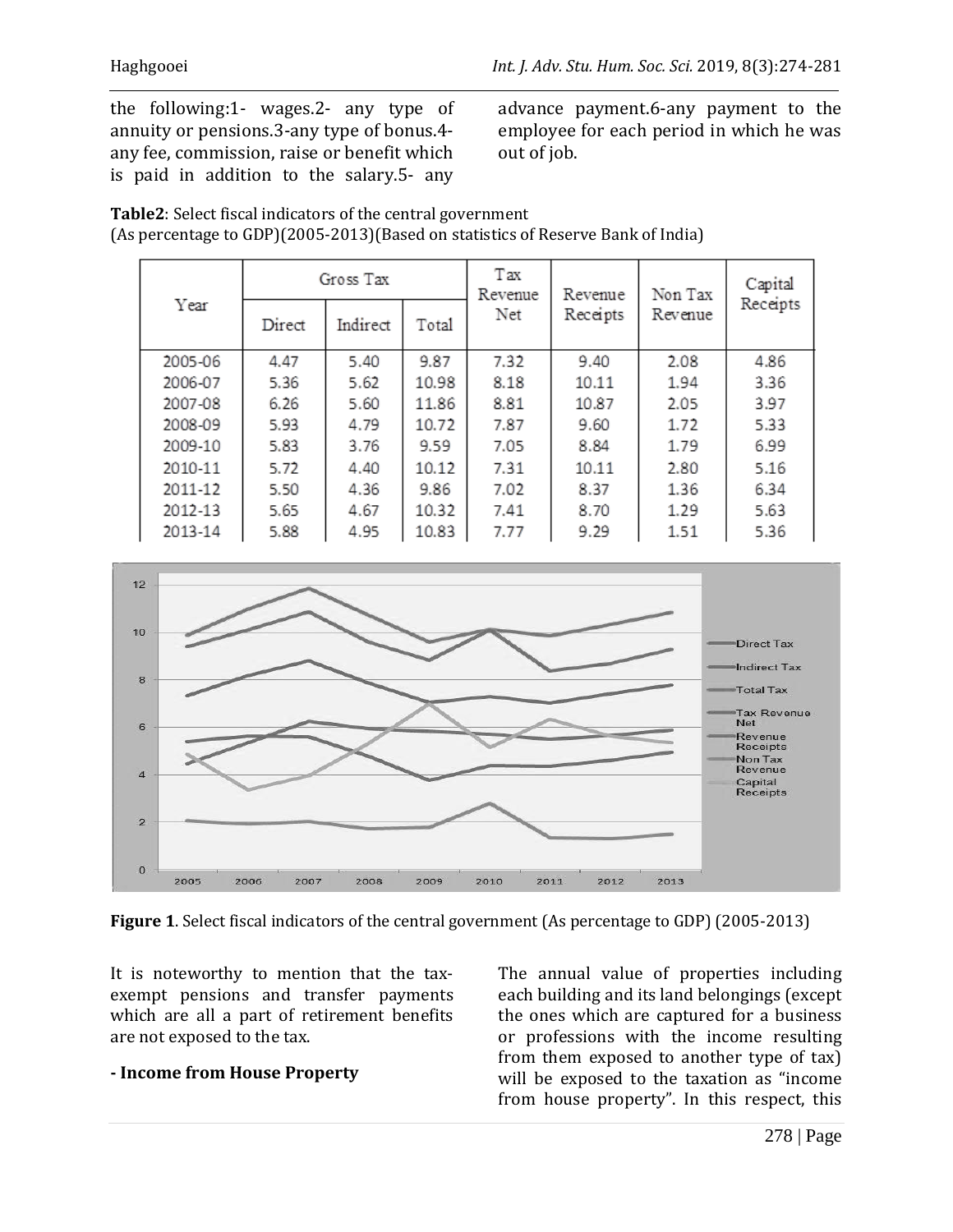the following:1- wages.2- any type of annuity or pensions.3-any type of bonus.4- any fee, commission, raise or benefit which is paid in addition to the salary.5- any advance payment.6-any payment to the employee for each period in which he was out of job.

**Table2**: Select fiscal indicators of the central government (As percentage to GDP)(2005-2013)(Based on statistics of Reserve Bank of India)

| Year | Gross Tax | | | Tax Revenue Net | Revenue Receipts | Non Tax Revenue | Capital Receipts |
|---|---|---|---|---|---|---|---|
| | Direct | Indirect | Total | | | | |
| 2005-06 | 4.47 | 5.40 | 9.87 | 7.32 | 9.40 | 2.08 | 4.86 |
| 2006-07 | 5.36 | 5.62 | 10.98 | 8.18 | 10.11 | 1.94 | 3.36 |
| 2007-08 | 6.26 | 5.60 | 11.86 | 8.81 | 10.87 | 2.05 | 3.97 |
| 2008-09 | 5.93 | 4.79 | 10.72 | 7.87 | 9.60 | 1.72 | 5.33 |
| 2009-10 | 5.83 | 3.76 | 9.59 | 7.05 | 8.84 | 1.79 | 6.99 |
| 2010-11 | 5.72 | 4.40 | 10.12 | 7.31 | 10.11 | 2.80 | 5.16 |
| 2011-12 | 5.50 | 4.36 | 9.86 | 7.02 | 8.37 | 1.36 | 6.34 |
| 2012-13 | 5.65 | 4.67 | 10.32 | 7.41 | 8.70 | 1.29 | 5.63 |
| 2013-14 | 5.88 | 4.95 | 10.83 | 7.77 | 9.29 | 1.51 | 5.36 |

**Figure 1**. Select fiscal indicators of the central government (As percentage to GDP) (2005-2013)

It is noteworthy to mention that the tax-exempt pensions and transfer payments which are all a part of retirement benefits are not exposed to the tax.

**- Income from House Property**

The annual value of properties including each building and its land belongings (except the ones which are captured for a business or professions with the income resulting from them exposed to another type of tax) will be exposed to the taxation as "income from house property". In this respect, this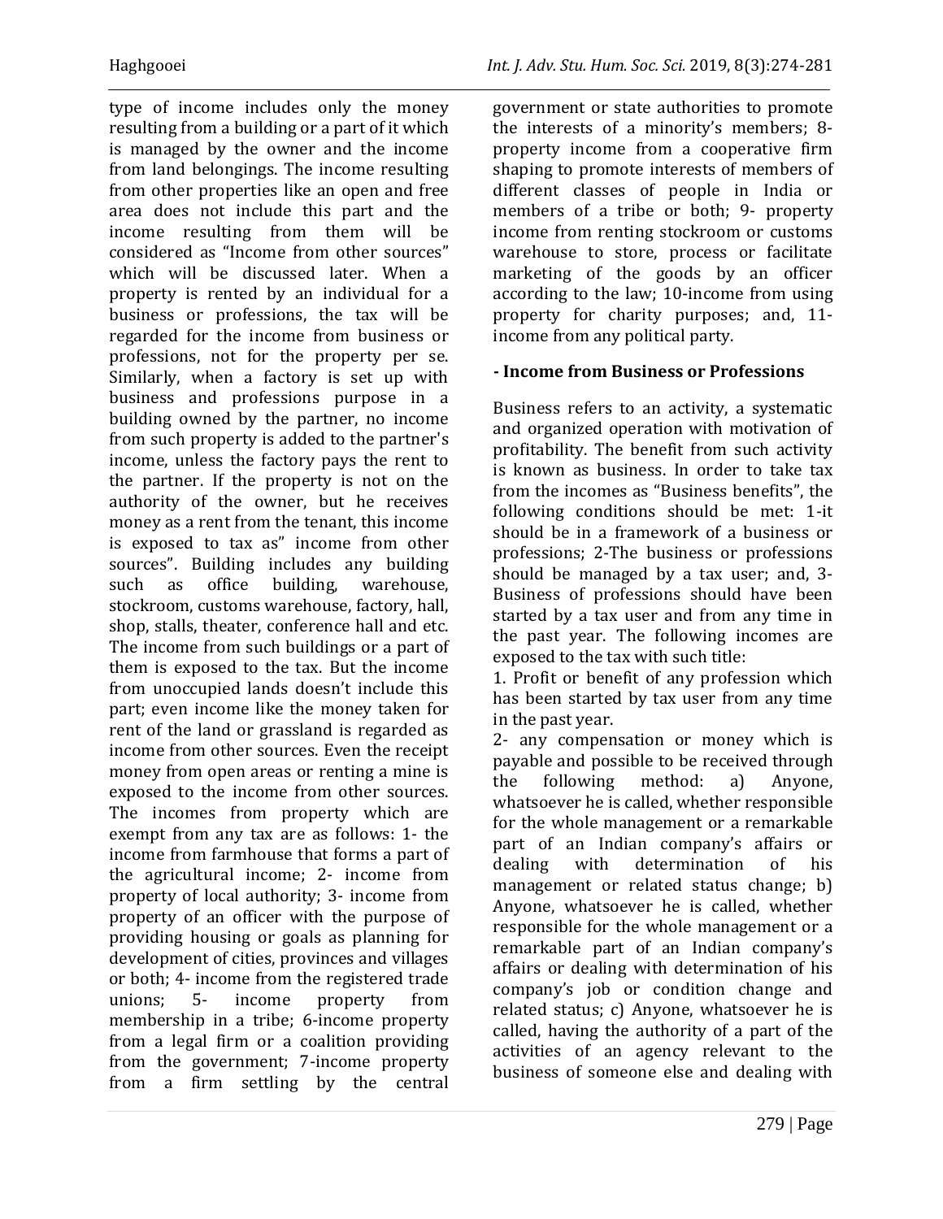type of income includes only the money resulting from a building or a part of it which is managed by the owner and the income from land belongings. The income resulting from other properties like an open and free area does not include this part and the income resulting from them will be considered as "Income from other sources" which will be discussed later. When a property is rented by an individual for a business or professions, the tax will be regarded for the income from business or professions, not for the property per se. Similarly, when a factory is set up with business and professions purpose in a building owned by the partner, no income from such property is added to the partner's income, unless the factory pays the rent to the partner. If the property is not on the authority of the owner, but he receives money as a rent from the tenant, this income is exposed to tax as" income from other sources". Building includes any building such as office building, warehouse, stockroom, customs warehouse, factory, hall, shop, stalls, theater, conference hall and etc. The income from such buildings or a part of them is exposed to the tax. But the income from unoccupied lands doesn't include this part; even income like the money taken for rent of the land or grassland is regarded as income from other sources. Even the receipt money from open areas or renting a mine is exposed to the income from other sources. The incomes from property which are exempt from any tax are as follows: 1- the income from farmhouse that forms a part of the agricultural income; 2- income from property of local authority; 3- income from property of an officer with the purpose of providing housing or goals as planning for development of cities, provinces and villages or both; 4- income from the registered trade unions; 5- income property from membership in a tribe; 6-income property from a legal firm or a coalition providing from the government; 7-income property from a firm settling by the central government or state authorities to promote the interests of a minority's members; 8-property income from a cooperative firm shaping to promote interests of members of different classes of people in India or members of a tribe or both; 9- property income from renting stockroom or customs warehouse to store, process or facilitate marketing of the goods by an officer according to the law; 10-income from using property for charity purposes; and, 11-income from any political party.

**- Income from Business or Professions**

Business refers to an activity, a systematic and organized operation with motivation of profitability. The benefit from such activity is known as business. In order to take tax from the incomes as "Business benefits", the following conditions should be met: 1-it should be in a framework of a business or professions; 2-The business or professions should be managed by a tax user; and, 3-Business of professions should have been started by a tax user and from any time in the past year. The following incomes are exposed to the tax with such title:

1. Profit or benefit of any profession which has been started by tax user from any time in the past year.

2- any compensation or money which is payable and possible to be received through the following method: a) Anyone, whatsoever he is called, whether responsible for the whole management or a remarkable part of an Indian company's affairs or dealing with determination of his management or related status change; b) Anyone, whatsoever he is called, whether responsible for the whole management or a remarkable part of an Indian company's affairs or dealing with determination of his company's job or condition change and related status; c) Anyone, whatsoever he is called, having the authority of a part of the activities of an agency relevant to the business of someone else and dealing with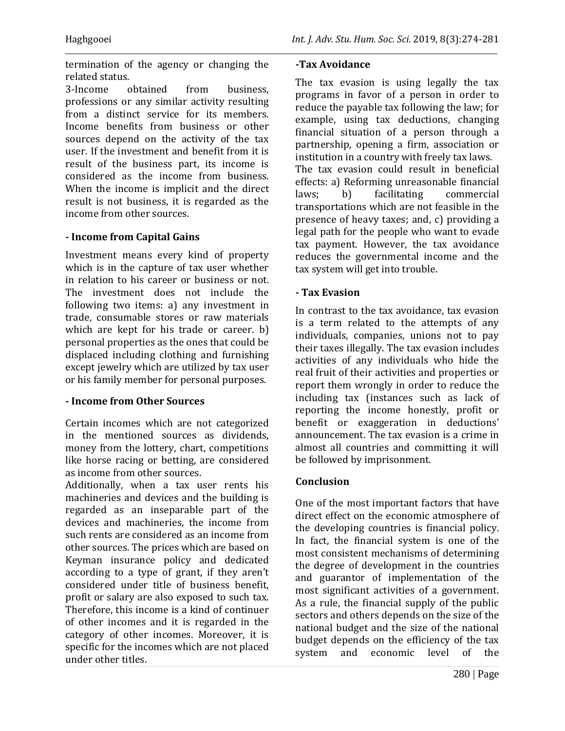termination of the agency or changing the related status.

3-Income obtained from business, professions or any similar activity resulting from a distinct service for its members. Income benefits from business or other sources depend on the activity of the tax user. If the investment and benefit from it is result of the business part, its income is considered as the income from business. When the income is implicit and the direct result is not business, it is regarded as the income from other sources.

## - Income from Capital Gains

Investment means every kind of property which is in the capture of tax user whether in relation to his career or business or not. The investment does not include the following two items: a) any investment in trade, consumable stores or raw materials which are kept for his trade or career. b) personal properties as the ones that could be displaced including clothing and furnishing except jewelry which are utilized by tax user or his family member for personal purposes.

## - Income from Other Sources

Certain incomes which are not categorized in the mentioned sources as dividends, money from the lottery, chart, competitions like horse racing or betting, are considered as income from other sources.

Additionally, when a tax user rents his machineries and devices and the building is regarded as an inseparable part of the devices and machineries, the income from such rents are considered as an income from other sources. The prices which are based on Keyman insurance policy and dedicated according to a type of grant, if they aren't considered under title of business benefit, profit or salary are also exposed to such tax. Therefore, this income is a kind of continuer of other incomes and it is regarded in the category of other incomes. Moreover, it is specific for the incomes which are not placed under other titles.

## -Tax Avoidance

The tax evasion is using legally the tax programs in favor of a person in order to reduce the payable tax following the law; for example, using tax deductions, changing financial situation of a person through a partnership, opening a firm, association or institution in a country with freely tax laws.

The tax evasion could result in beneficial effects: a) Reforming unreasonable financial laws; b) facilitating commercial transportations which are not feasible in the presence of heavy taxes; and, c) providing a legal path for the people who want to evade tax payment. However, the tax avoidance reduces the governmental income and the tax system will get into trouble.

## - Tax Evasion

In contrast to the tax avoidance, tax evasion is a term related to the attempts of any individuals, companies, unions not to pay their taxes illegally. The tax evasion includes activities of any individuals who hide the real fruit of their activities and properties or report them wrongly in order to reduce the including tax (instances such as lack of reporting the income honestly, profit or benefit or exaggeration in deductions' announcement. The tax evasion is a crime in almost all countries and committing it will be followed by imprisonment.

## Conclusion

One of the most important factors that have direct effect on the economic atmosphere of the developing countries is financial policy. In fact, the financial system is one of the most consistent mechanisms of determining the degree of development in the countries and guarantor of implementation of the most significant activities of a government. As a rule, the financial supply of the public sectors and others depends on the size of the national budget and the size of the national budget depends on the efficiency of the tax system and economic level of the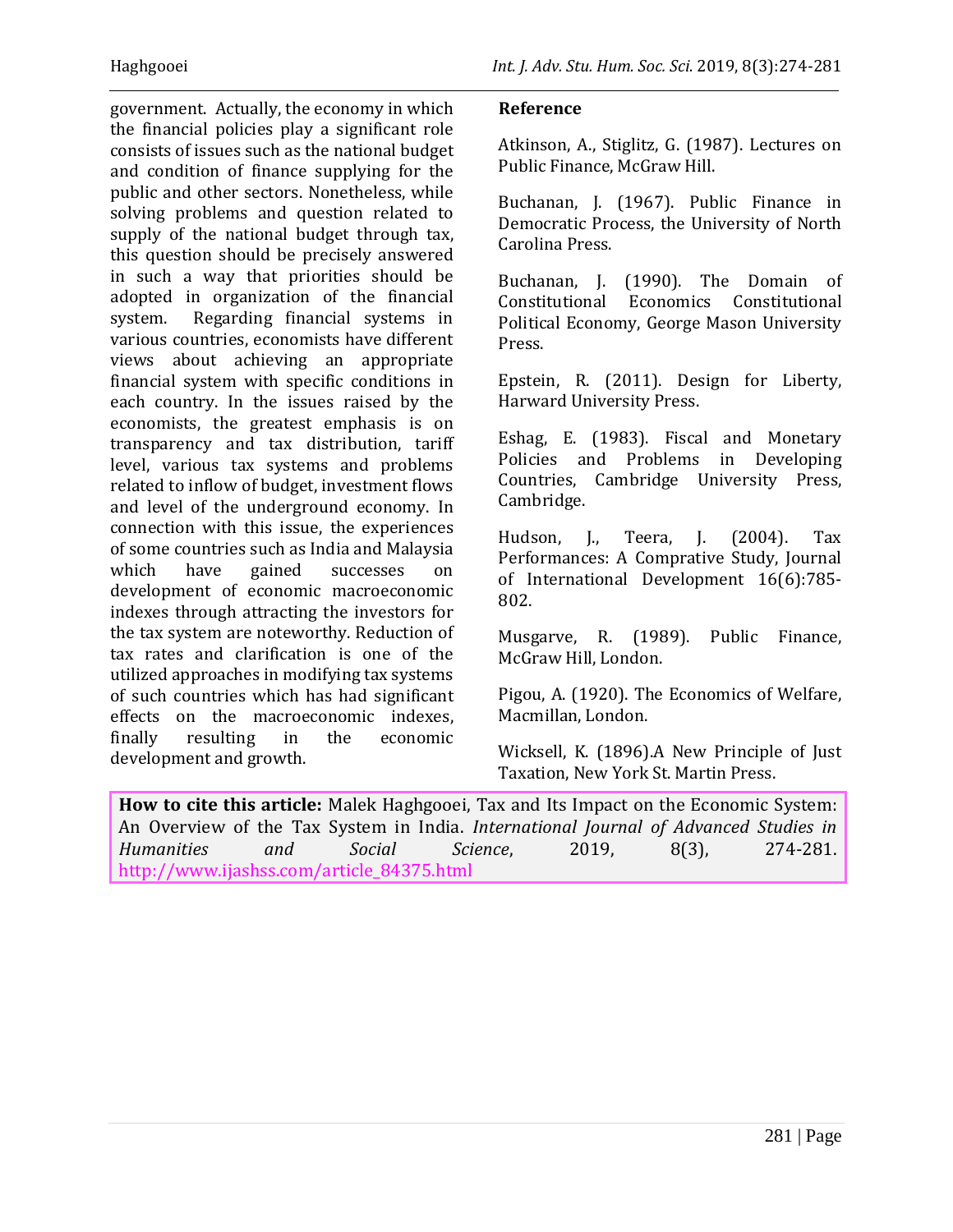government. Actually, the economy in which the financial policies play a significant role consists of issues such as the national budget and condition of finance supplying for the public and other sectors. Nonetheless, while solving problems and question related to supply of the national budget through tax, this question should be precisely answered in such a way that priorities should be adopted in organization of the financial system. Regarding financial systems in various countries, economists have different views about achieving an appropriate financial system with specific conditions in each country. In the issues raised by the economists, the greatest emphasis is on transparency and tax distribution, tariff level, various tax systems and problems related to inflow of budget, investment flows and level of the underground economy. In connection with this issue, the experiences of some countries such as India and Malaysia which have gained successes on development of economic macroeconomic indexes through attracting the investors for the tax system are noteworthy. Reduction of tax rates and clarification is one of the utilized approaches in modifying tax systems of such countries which has had significant effects on the macroeconomic indexes, finally resulting in the economic development and growth.

## Reference

Atkinson, A., Stiglitz, G. (1987). Lectures on Public Finance, McGraw Hill.

Buchanan, J. (1967). Public Finance in Democratic Process, the University of North Carolina Press.

Buchanan, J. (1990). The Domain of Constitutional Economics Constitutional Political Economy, George Mason University Press.

Epstein, R. (2011). Design for Liberty, Harward University Press.

Eshag, E. (1983). Fiscal and Monetary Policies and Problems in Developing Countries, Cambridge University Press, Cambridge.

Hudson, J., Teera, J. (2004). Tax Performances: A Comprative Study, Journal of International Development 16(6):785-802.

Musgarve, R. (1989). Public Finance, McGraw Hill, London.

Pigou, A. (1920). The Economics of Welfare, Macmillan, London.

Wicksell, K. (1896).A New Principle of Just Taxation, New York St. Martin Press.

**How to cite this article:** Malek Haghgooei, Tax and Its Impact on the Economic System: An Overview of the Tax System in India. *International Journal of Advanced Studies in Humanities and Social Science*, 2019, 8(3), 274-281. http://www.ijashss.com/article_84375.html